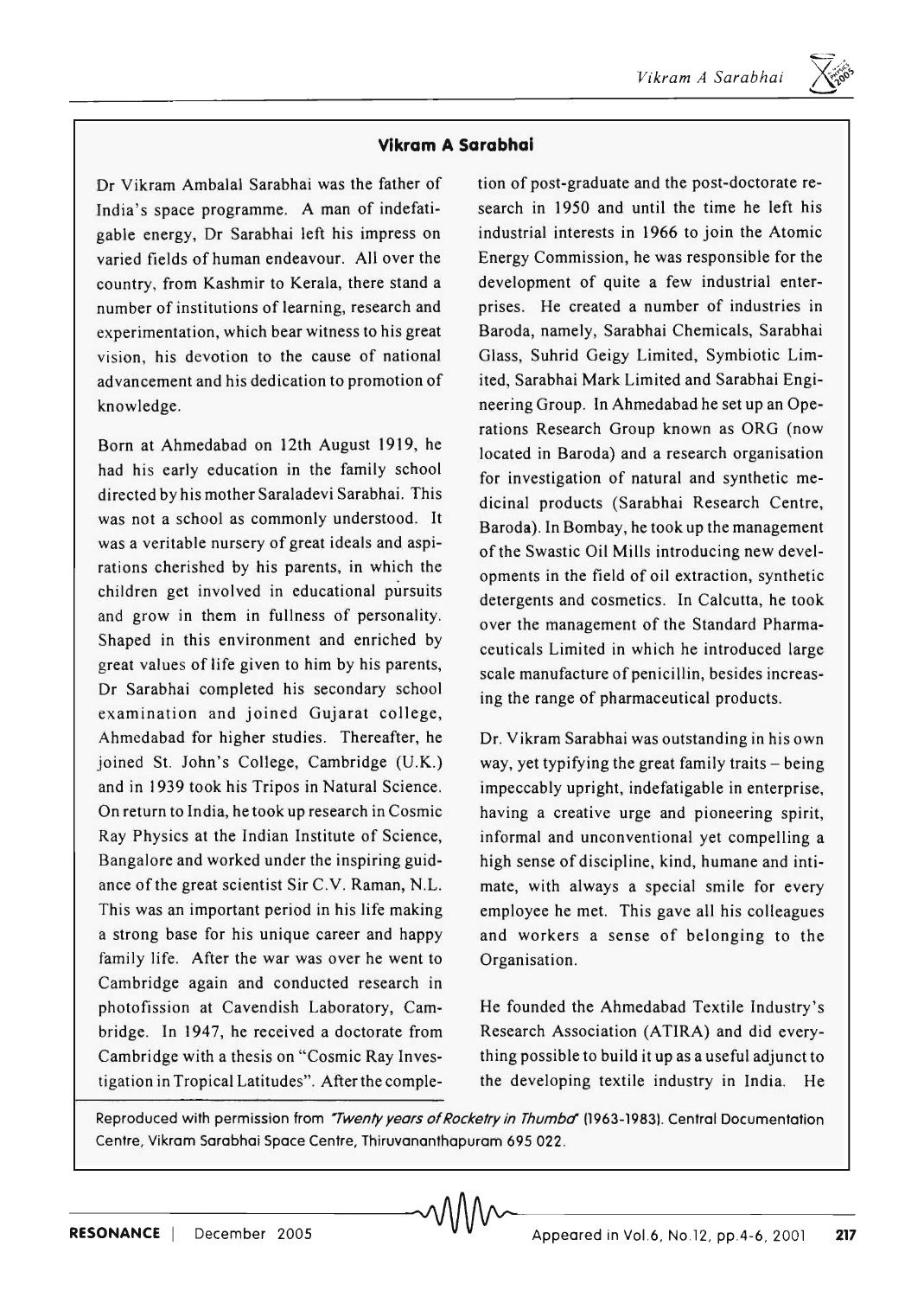## Vikram A Sarabhai

Dr Vikram Ambalal Sarabhai was the father of India's space programme. A man of indefatigable energy, Dr Sarabhai left his impress on varied fields of human endeavour. All over the country, from Kashmir to Kerala, there stand a number of institutions of learning, research and experimentation, which bear witness to his great vision, his devotion to the cause of national advancement and his dedication to promotion of knowledge.

Born at Ahmedabad on 12th August 1919, he had his early education in the family school directed by his mother Saraladevi Sarabhai. This was not a school as commonly understood. It was a veritable nursery of great ideals and aspirations cherished by his parents, in which the children get involved in educational pursuits and grow in them in fullness of personality. Shaped in this environment and enriched by great values of life given to him by his parents, Dr Sarabhai completed his secondary school examination and joined Gujarat college, Ahmedabad for higher studies. Thereafter, he joined St. John's College, Cambridge (U.K.) and in 1939 took his Tripos in Natural Science. On return to India, he took up research in Cosmic Ray Physics at the Indian Institute of Science, Bangalore and worked under the inspiring guidance of the great scientist Sir C.V. Raman, N.L. This was an important period in his life making a strong base for his unique career and happy family life. After the war was over he went to Cambridge again and conducted research in photofission at Cavendish Laboratory, Cambridge. In 1947, he received a doctorate from Cambridge with a thesis on "Cosmic Ray Investigation in Tropical Latitudes". After the completion of post-graduate and the post-doctorate research in 1950 and until the time he left his industrial interests in 1966 to join the Atomic Energy Commission, he was responsible for the development of quite a few industrial enterprises. He created a number of industries in Baroda, namely, Sarabhai Chemicals, Sarabhai Glass, Suhrid Geigy Limited, Symbiotic Limited, Sarabhai Mark Limited and Sarabhai Engineering Group. In Ahmedabad he set up an Operations Research Group known as ORG (now located in Baroda) and a research organisation for investigation of natural and synthetic medicinal products (Sarabhai Research Centre, Baroda). In Bombay, he took up the management of the Swastic Oil Mills introducing new developments in the field of oil extraction, synthetic detergents and cosmetics. In Calcutta, he took over the management of the Standard Pharmaceuticals Limited in which he introduced large scale manufacture of penicillin, besides increasing the range of pharmaceutical products.

Dr. Vikram Sarabhai was outstanding in his own way, yet typifying the great family traits – being impeccably upright, indefatigable in enterprise, having a creative urge and pioneering spirit, informal and unconventional yet compelling a high sense of discipline, kind, humane and intimate, with always a special smile for every employee he met. This gave all his colleagues and workers a sense of belonging to the Organisation.

He founded the Ahmedabad Textile Industry's Research Association (ATIRA) and did everything possible to build it up as a useful adjunct to the developing textile industry in India. He

Reproduced with permission from *'Twenty years of Rocketry in Thumba'* (1963-1983). Central Documentation Centre, Vikram Sarabhai Space Centre, Thiruvananthapuram 695 022.

Appeared in Vol.6, No.12, pp.4-6, 2001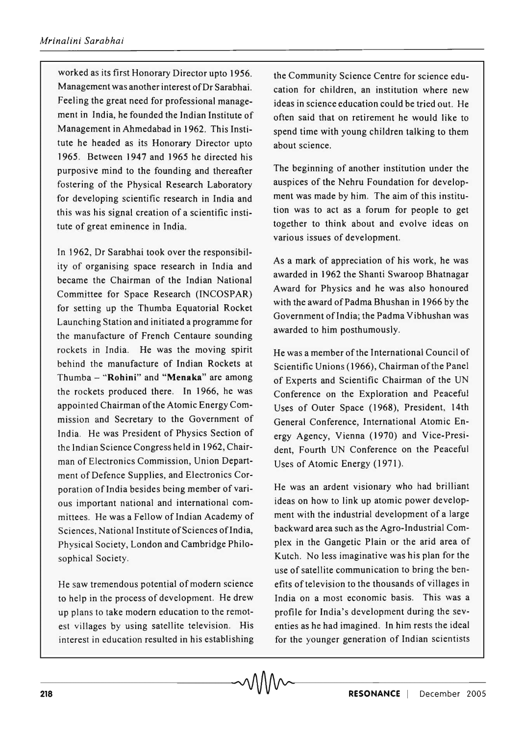worked as its first Honorary Director upto 1956. Management was another interest of Dr Sarabhai. Feeling the great need for professional management in India, he founded the Indian Institute of Management in Ahmedabad in 1962. This Institute he headed as its Honorary Director upto 1965. Between 1947 and 1965 he directed his purposive mind to the founding and thereafter fostering of the Physical Research Laboratory for developing scientific research in India and this was his signal creation of a scientific institute of great eminence in India.

In 1962, Dr Sarabhai took over the responsibility of organising space research in India and became the Chairman of the Indian National Committee for Space Research (INCOSPAR) for setting up the Thumba Equatorial Rocket Launching Station and initiated a programme for the manufacture of French Centaure sounding rockets in India. He was the moving spirit behind the manufacture of Indian Rockets at Thumba – "**Rohini**" and "**Menaka**" are among the rockets produced there. In 1966, he was appointed Chairman of the Atomic Energy Commission and Secretary to the Government of India. He was President of Physics Section of the Indian Science Congress held in 1962, Chairman of Electronics Commission, Union Department of Defence Supplies, and Electronics Corporation of India besides being member of various important national and international committees. He was a Fellow of Indian Academy of Sciences, National Institute of Sciences of India, Physical Society, London and Cambridge Philosophical Society.

He saw tremendous potential of modern science to help in the process of development. He drew up plans to take modern education to the remotest villages by using satellite television. His interest in education resulted in his establishing the Community Science Centre for science education for children, an institution where new ideas in science education could be tried out. He often said that on retirement he would like to spend time with young children talking to them about science.

The beginning of another institution under the auspices of the Nehru Foundation for development was made by him. The aim of this institution was to act as a forum for people to get together to think about and evolve ideas on various issues of development.

As a mark of appreciation of his work, he was awarded in 1962 the Shanti Swaroop Bhatnagar Award for Physics and he was also honoured with the award of Padma Bhushan in 1966 by the Government of India; the Padma Vibhushan was awarded to him posthumously.

He was a member of the International Council of Scientific Unions (1966), Chairman of the Panel of Experts and Scientific Chairman of the UN Conference on the Exploration and Peaceful Uses of Outer Space (1968), President, 14th General Conference, International Atomic Energy Agency, Vienna (1970) and Vice-President, Fourth UN Conference on the Peaceful Uses of Atomic Energy (1971).

He was an ardent visionary who had brilliant ideas on how to link up atomic power development with the industrial development of a large backward area such as the Agro-Industrial Complex in the Gangetic Plain or the arid area of Kutch. No less imaginative was his plan for the use of satellite communication to bring the benefits of television to the thousands of villages in India on a most economic basis. This was a profile for India's development during the seventies as he had imagined. In him rests the ideal for the younger generation of Indian scientists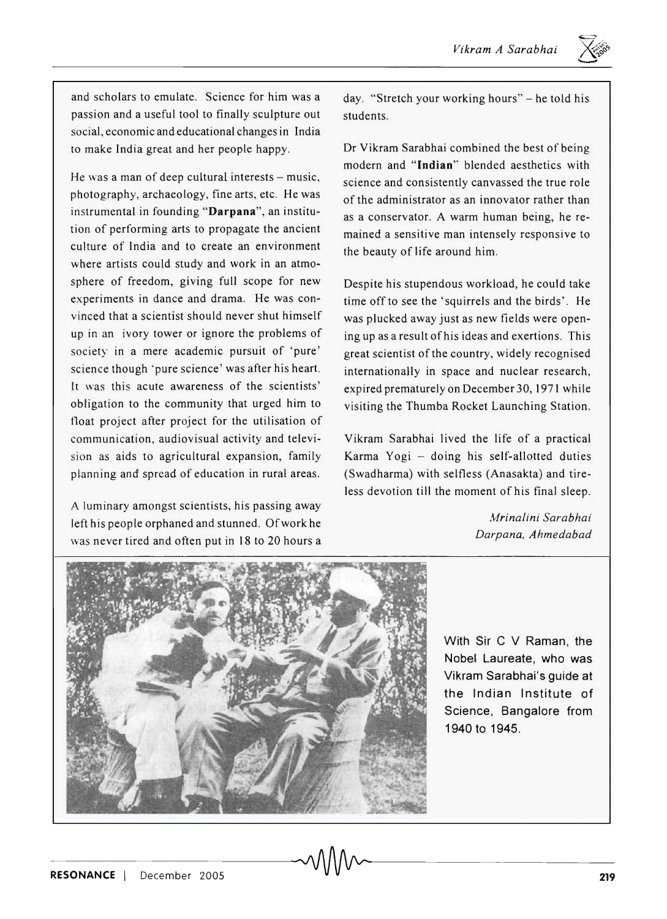and scholars to emulate. Science for him was a passion and a useful tool to finally sculpture out social, economic and educational changes in India to make India great and her people happy.

He was a man of deep cultural interests – music, photography, archaeology, fine arts, etc. He was instrumental in founding "**Darpana**", an institution of performing arts to propagate the ancient culture of India and to create an environment where artists could study and work in an atmosphere of freedom, giving full scope for new experiments in dance and drama. He was convinced that a scientist should never shut himself up in an ivory tower or ignore the problems of society in a mere academic pursuit of 'pure' science though 'pure science' was after his heart. It was this acute awareness of the scientists' obligation to the community that urged him to float project after project for the utilisation of communication, audiovisual activity and television as aids to agricultural expansion, family planning and spread of education in rural areas.

A luminary amongst scientists, his passing away left his people orphaned and stunned. Of work he was never tired and often put in 18 to 20 hours a day. "Stretch your working hours" – he told his students.

Dr Vikram Sarabhai combined the best of being modern and "**Indian**" blended aesthetics with science and consistently canvassed the true role of the administrator as an innovator rather than as a conservator. A warm human being, he remained a sensitive man intensely responsive to the beauty of life around him.

Despite his stupendous workload, he could take time off to see the 'squirrels and the birds'. He was plucked away just as new fields were opening up as a result of his ideas and exertions. This great scientist of the country, widely recognised internationally in space and nuclear research, expired prematurely on December 30, 1971 while visiting the Thumba Rocket Launching Station.

Vikram Sarabhai lived the life of a practical Karma Yogi – doing his self-allotted duties (Swadharma) with selfless (Anasakta) and tireless devotion till the moment of his final sleep.

*Mrinalini Sarabhai*
*Darpana, Ahmedabad*

With Sir C V Raman, the Nobel Laureate, who was Vikram Sarabhai's guide at the Indian Institute of Science, Bangalore from 1940 to 1945.